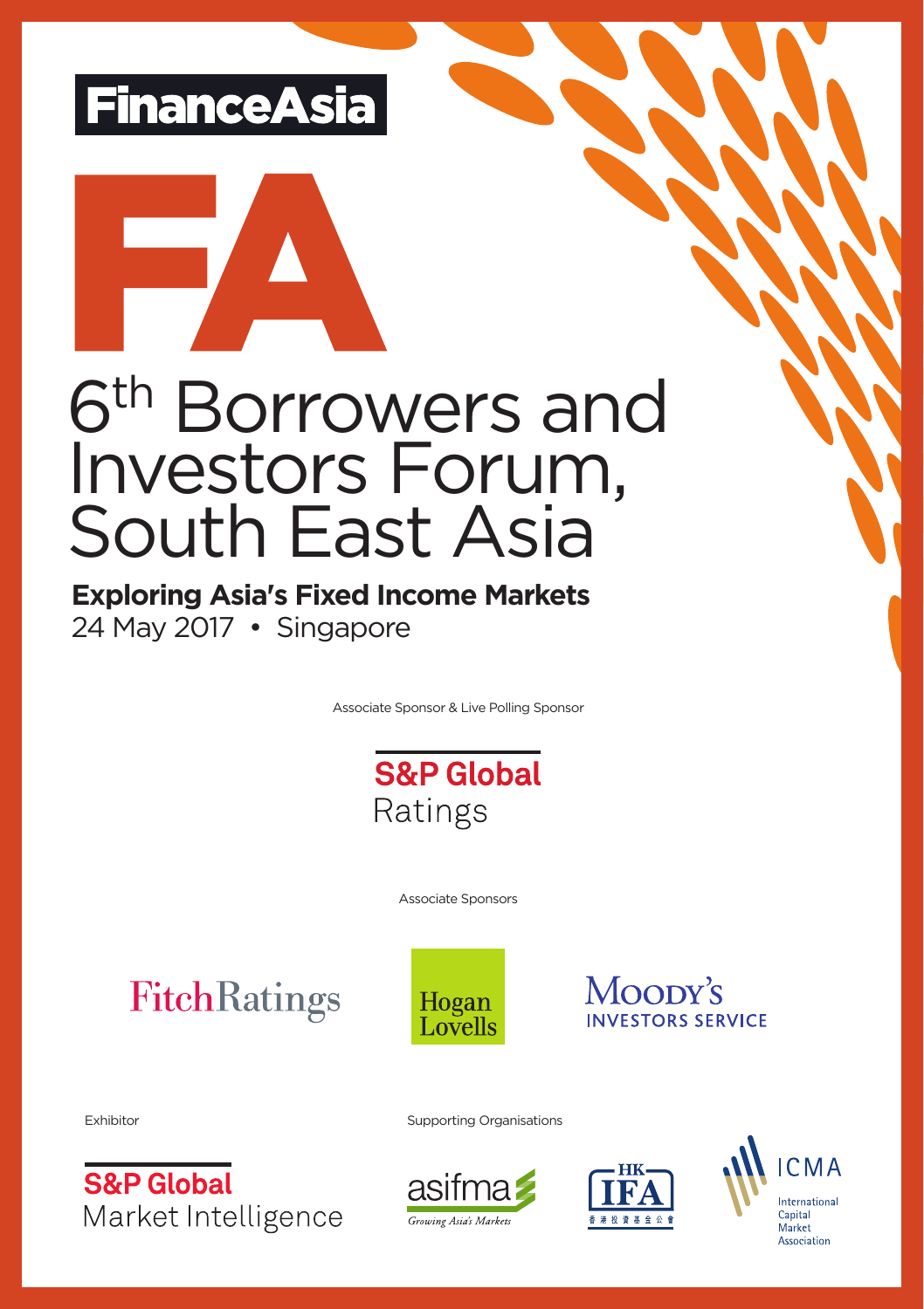FinanceAsia

# 6th Borrowers and Investors Forum, South East Asia

**Exploring Asia's Fixed Income Markets**

24 May 2017 • Singapore

Associate Sponsor & Live Polling Sponsor

S&P Global Ratings

Associate Sponsors

FitchRatings

Hogan Lovells

Moody's Investors Service

Exhibitor

S&P Global Market Intelligence

Supporting Organisations

asifma *Growing Asia's Markets*

HK IFA 香港投資基金公會

ICMA International Capital Market Association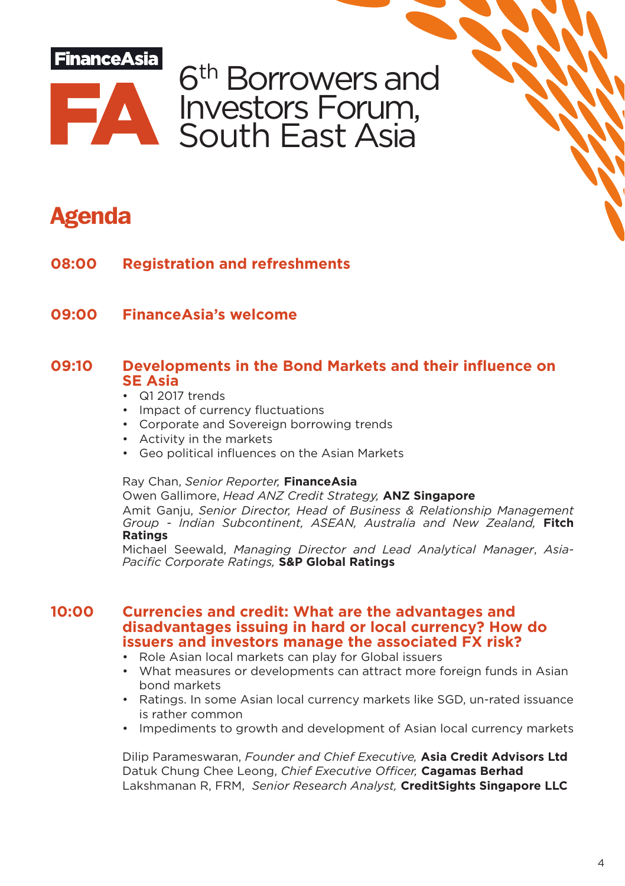FinanceAsia

# 6th Borrowers and Investors Forum, South East Asia

## Agenda

### 08:00 Registration and refreshments

### 09:00 FinanceAsia's welcome

### 09:10 Developments in the Bond Markets and their influence on SE Asia

- Q1 2017 trends
- Impact of currency fluctuations
- Corporate and Sovereign borrowing trends
- Activity in the markets
- Geo political influences on the Asian Markets

Ray Chan, *Senior Reporter,* **FinanceAsia**
Owen Gallimore, *Head ANZ Credit Strategy,* **ANZ Singapore**
Amit Ganju, *Senior Director, Head of Business & Relationship Management Group - Indian Subcontinent, ASEAN, Australia and New Zealand,* **Fitch Ratings**
Michael Seewald, *Managing Director and Lead Analytical Manager*, *Asia-Pacific Corporate Ratings,* **S&P Global Ratings**

### 10:00 Currencies and credit: What are the advantages and disadvantages issuing in hard or local currency? How do issuers and investors manage the associated FX risk?

- Role Asian local markets can play for Global issuers
- What measures or developments can attract more foreign funds in Asian bond markets
- Ratings. In some Asian local currency markets like SGD, un-rated issuance is rather common
- Impediments to growth and development of Asian local currency markets

Dilip Parameswaran, *Founder and Chief Executive,* **Asia Credit Advisors Ltd**
Datuk Chung Chee Leong, *Chief Executive Officer,* **Cagamas Berhad**
Lakshmanan R, FRM, *Senior Research Analyst,* **CreditSights Singapore LLC**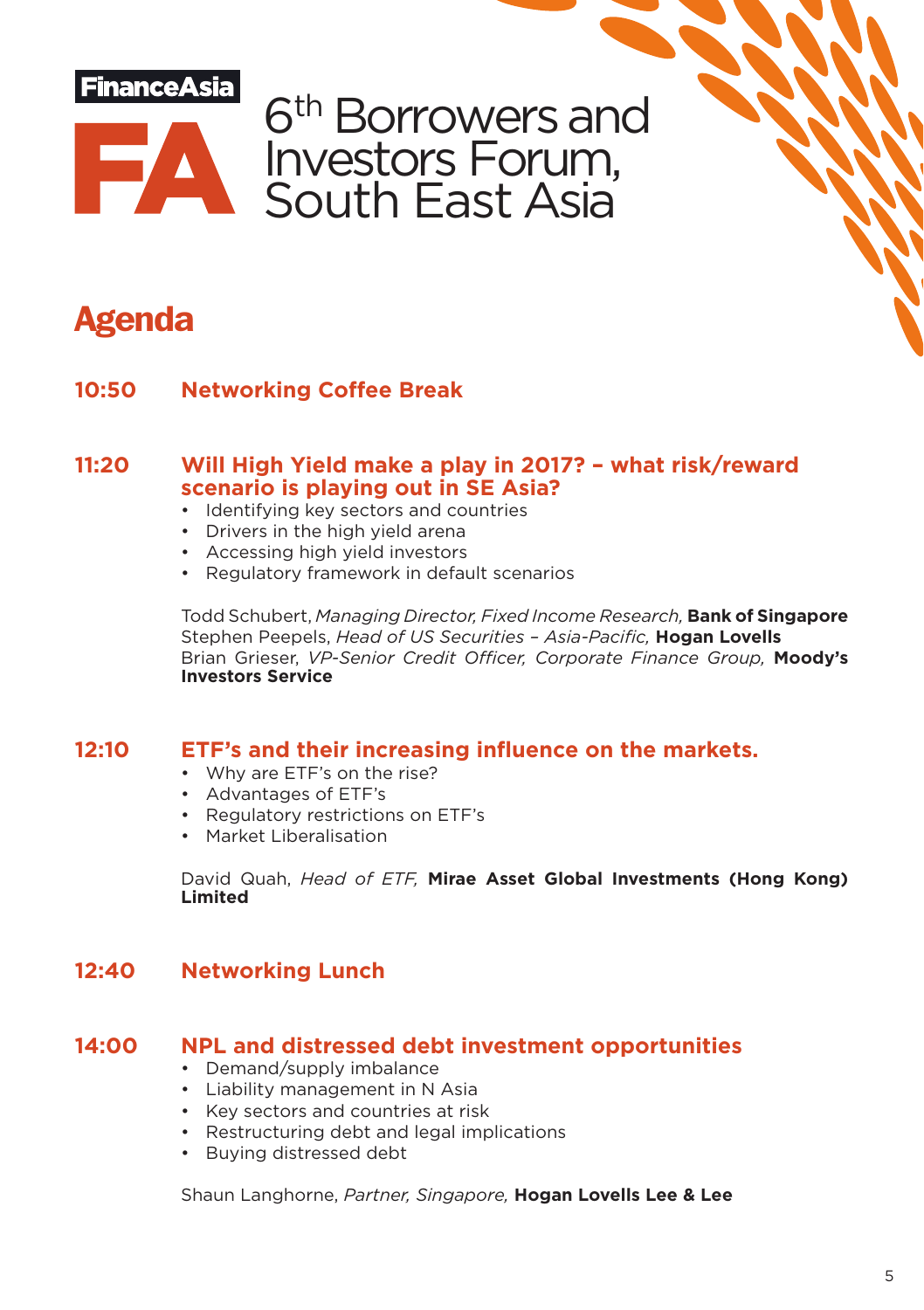FinanceAsia

# 6th Borrowers and Investors Forum, South East Asia

## Agenda

### 10:50 Networking Coffee Break

### 11:20 Will High Yield make a play in 2017? – what risk/reward scenario is playing out in SE Asia?

- Identifying key sectors and countries
- Drivers in the high yield arena
- Accessing high yield investors
- Regulatory framework in default scenarios

Todd Schubert, *Managing Director, Fixed Income Research,* **Bank of Singapore**
Stephen Peepels, *Head of US Securities – Asia-Pacific,* **Hogan Lovells**
Brian Grieser, *VP-Senior Credit Officer, Corporate Finance Group,* **Moody's Investors Service**

### 12:10 ETF's and their increasing influence on the markets.

- Why are ETF's on the rise?
- Advantages of ETF's
- Regulatory restrictions on ETF's
- Market Liberalisation

David Quah, *Head of ETF,* **Mirae Asset Global Investments (Hong Kong) Limited**

### 12:40 Networking Lunch

### 14:00 NPL and distressed debt investment opportunities

- Demand/supply imbalance
- Liability management in N Asia
- Key sectors and countries at risk
- Restructuring debt and legal implications
- Buying distressed debt

Shaun Langhorne, *Partner, Singapore,* **Hogan Lovells Lee & Lee**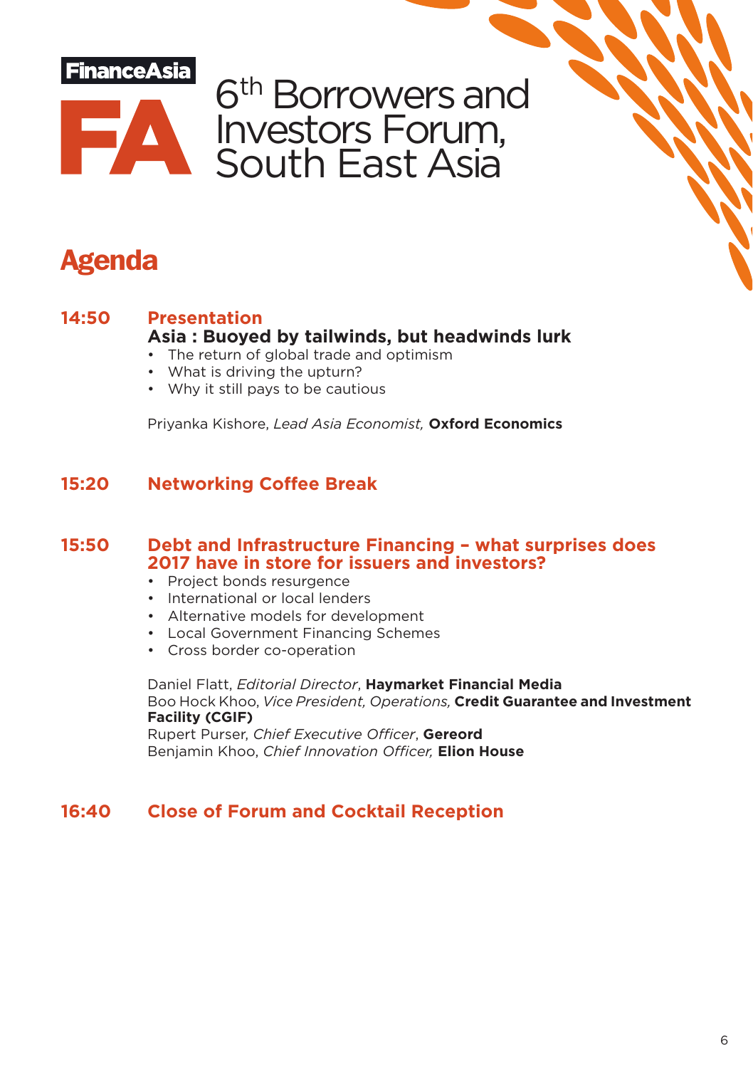FinanceAsia

# 6th Borrowers and Investors Forum, South East Asia

## Agenda

**14:50** **Presentation**

**Asia : Buoyed by tailwinds, but headwinds lurk**

- The return of global trade and optimism
- What is driving the upturn?
- Why it still pays to be cautious

Priyanka Kishore, *Lead Asia Economist,* **Oxford Economics**

**15:20** **Networking Coffee Break**

**15:50** **Debt and Infrastructure Financing – what surprises does 2017 have in store for issuers and investors?**

- Project bonds resurgence
- International or local lenders
- Alternative models for development
- Local Government Financing Schemes
- Cross border co-operation

Daniel Flatt, *Editorial Director*, **Haymarket Financial Media**
Boo Hock Khoo, *Vice President, Operations,* **Credit Guarantee and Investment Facility (CGIF)**
Rupert Purser, *Chief Executive Officer*, **Gereord**
Benjamin Khoo, *Chief Innovation Officer,* **Elion House**

**16:40** **Close of Forum and Cocktail Reception**